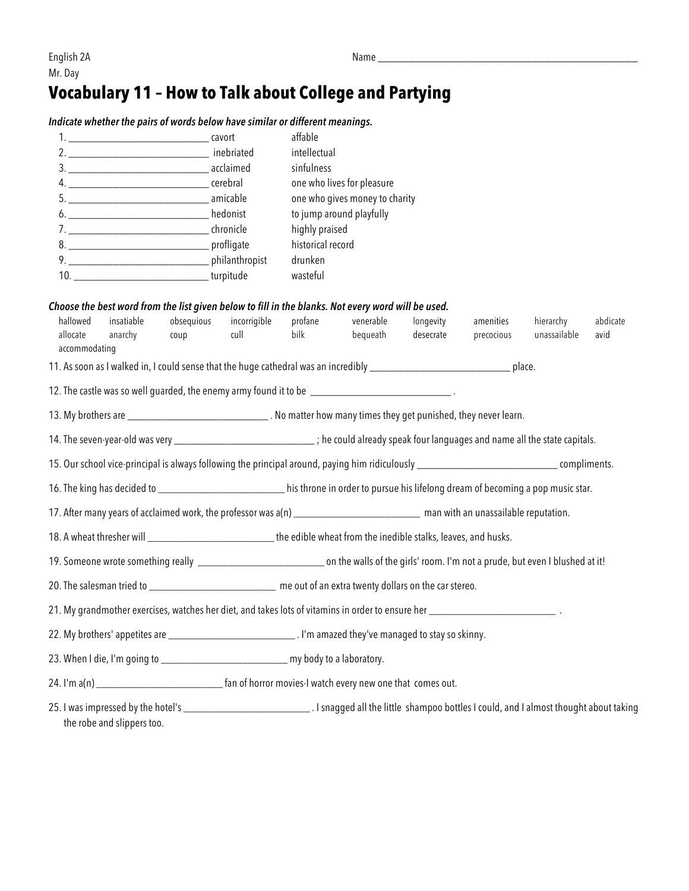English 2A Name ______________________________________________________

Mr. Day

# Vocabulary 11 – How to Talk about College and Partying

***Indicate whether the pairs of words below have similar or different meanings.***

1. ___________________________ cavort affable
2. ___________________________ inebriated intellectual
3. ___________________________ acclaimed sinfulness
4. ___________________________ cerebral one who lives for pleasure
5. ___________________________ amicable one who gives money to charity
6. ___________________________ hedonist to jump around playfully
7. ___________________________ chronicle highly praised
8. ___________________________ profligate historical record
9. ___________________________ philanthropist drunken
10. ___________________________ turpitude wasteful

***Choose the best word from the list given below to fill in the blanks. Not every word will be used.***

hallowed insatiable obsequious incorrigible profane venerable longevity amenities hierarchy abdicate allocate anarchy coup cull bilk bequeath desecrate precocious unassailable avid accommodating

11. As soon as I walked in, I could sense that the huge cathedral was an incredibly ____________________________ place.

12. The castle was so well guarded, the enemy army found it to be ____________________________ .

13. My brothers are ____________________________ . No matter how many times they get punished, they never learn.

14. The seven-year-old was very ____________________________ ; he could already speak four languages and name all the state capitals.

15. Our school vice-principal is always following the principal around, paying him ridiculously ____________________________ compliments.

16. The king has decided to _________________________ his throne in order to pursue his lifelong dream of becoming a pop music star.

17. After many years of acclaimed work, the professor was a(n) _________________________ man with an unassailable reputation.

18. A wheat thresher will _________________________ the edible wheat from the inedible stalks, leaves, and husks.

19. Someone wrote something really _________________________ on the walls of the girls' room. I'm not a prude, but even I blushed at it!

20. The salesman tried to _________________________ me out of an extra twenty dollars on the car stereo.

21. My grandmother exercises, watches her diet, and takes lots of vitamins in order to ensure her _________________________ .

22. My brothers' appetites are _________________________ . I'm amazed they've managed to stay so skinny.

23. When I die, I'm going to _________________________ my body to a laboratory.

24. I'm a(n) _________________________ fan of horror movies-I watch every new one that comes out.

25. I was impressed by the hotel's _________________________ . I snagged all the little shampoo bottles I could, and I almost thought about taking the robe and slippers too.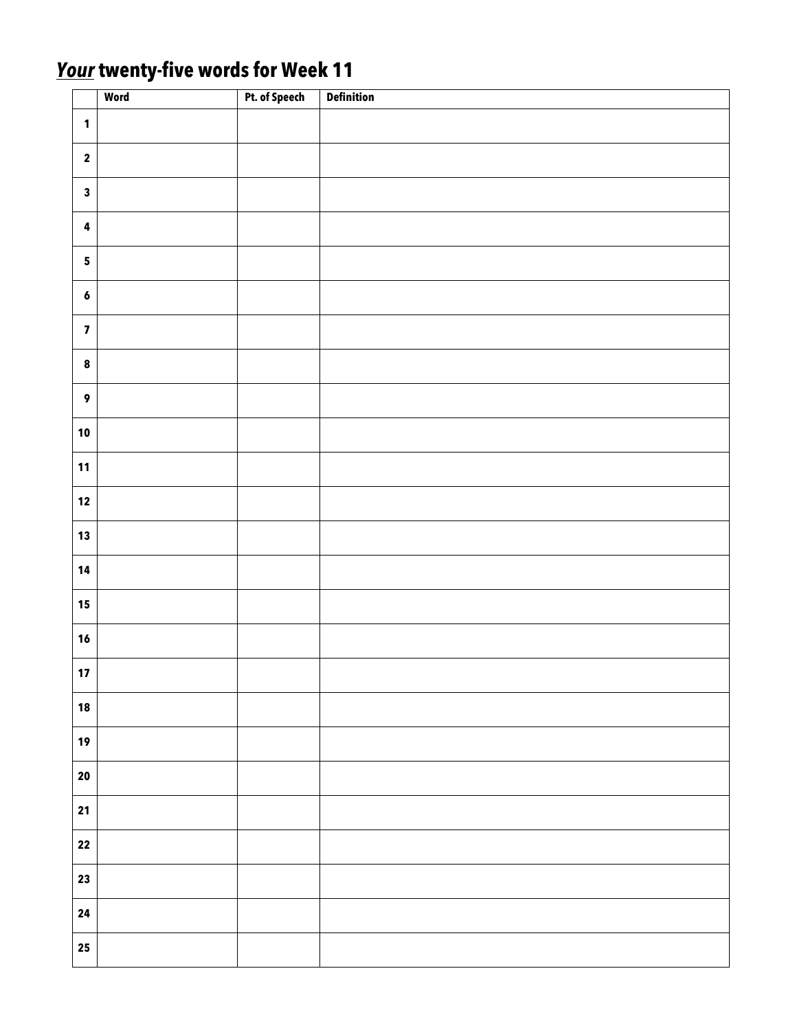## ***Your*** twenty-five words for Week 11

| | Word | Pt. of Speech | Definition |
|---|---|---|---|
| 1 | | | |
| 2 | | | |
| 3 | | | |
| 4 | | | |
| 5 | | | |
| 6 | | | |
| 7 | | | |
| 8 | | | |
| 9 | | | |
| 10 | | | |
| 11 | | | |
| 12 | | | |
| 13 | | | |
| 14 | | | |
| 15 | | | |
| 16 | | | |
| 17 | | | |
| 18 | | | |
| 19 | | | |
| 20 | | | |
| 21 | | | |
| 22 | | | |
| 23 | | | |
| 24 | | | |
| 25 | | | |